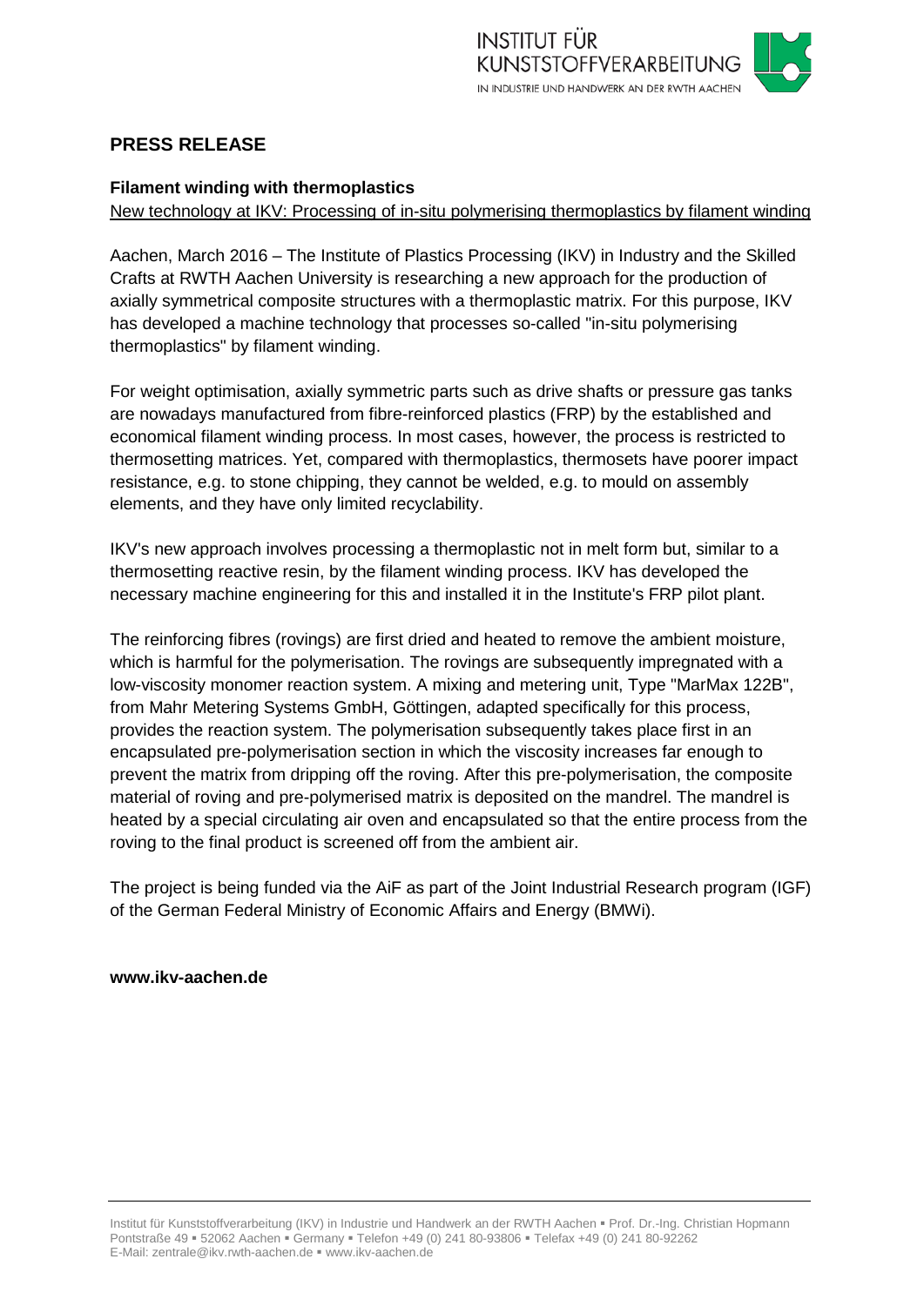## PRESS RELEASE

**Filament winding with thermoplastics**

New technology at IKV: Processing of in-situ polymerising thermoplastics by filament winding

Aachen, March 2016 – The Institute of Plastics Processing (IKV) in Industry and the Skilled Crafts at RWTH Aachen University is researching a new approach for the production of axially symmetrical composite structures with a thermoplastic matrix. For this purpose, IKV has developed a machine technology that processes so-called "in-situ polymerising thermoplastics" by filament winding.

For weight optimisation, axially symmetric parts such as drive shafts or pressure gas tanks are nowadays manufactured from fibre-reinforced plastics (FRP) by the established and economical filament winding process. In most cases, however, the process is restricted to thermosetting matrices. Yet, compared with thermoplastics, thermosets have poorer impact resistance, e.g. to stone chipping, they cannot be welded, e.g. to mould on assembly elements, and they have only limited recyclability.

IKV's new approach involves processing a thermoplastic not in melt form but, similar to a thermosetting reactive resin, by the filament winding process. IKV has developed the necessary machine engineering for this and installed it in the Institute's FRP pilot plant.

The reinforcing fibres (rovings) are first dried and heated to remove the ambient moisture, which is harmful for the polymerisation. The rovings are subsequently impregnated with a low-viscosity monomer reaction system. A mixing and metering unit, Type "MarMax 122B", from Mahr Metering Systems GmbH, Göttingen, adapted specifically for this process, provides the reaction system. The polymerisation subsequently takes place first in an encapsulated pre-polymerisation section in which the viscosity increases far enough to prevent the matrix from dripping off the roving. After this pre-polymerisation, the composite material of roving and pre-polymerised matrix is deposited on the mandrel. The mandrel is heated by a special circulating air oven and encapsulated so that the entire process from the roving to the final product is screened off from the ambient air.

The project is being funded via the AiF as part of the Joint Industrial Research program (IGF) of the German Federal Ministry of Economic Affairs and Energy (BMWi).

**www.ikv-aachen.de**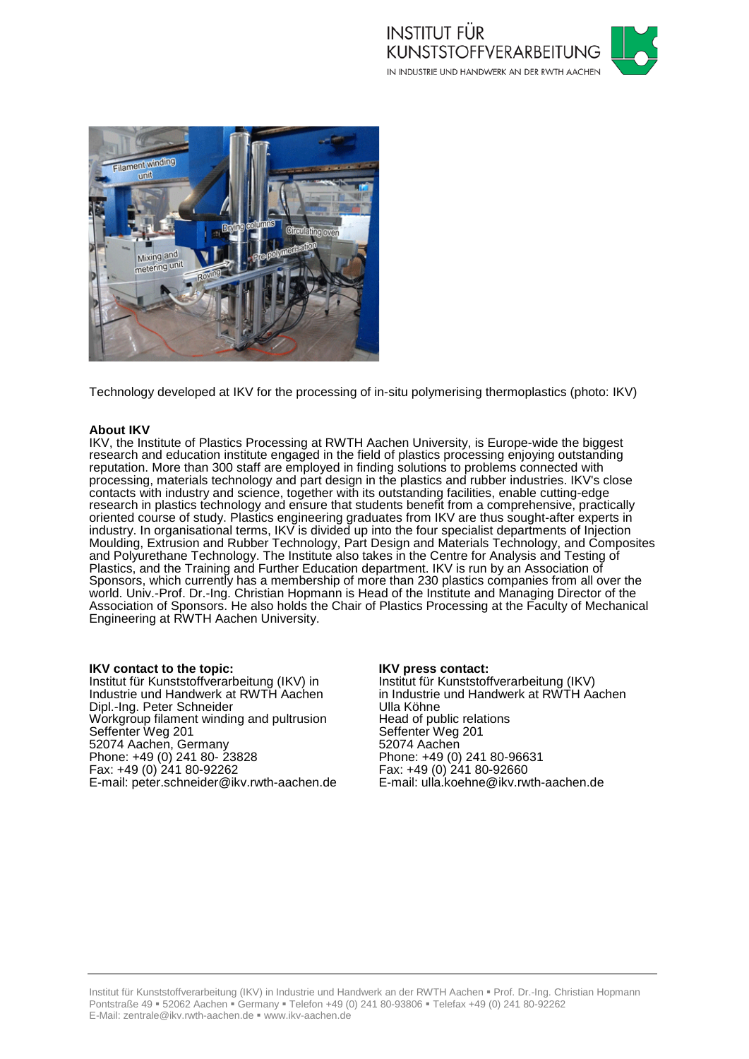Technology developed at IKV for the processing of in-situ polymerising thermoplastics (photo: IKV)

**About IKV**

IKV, the Institute of Plastics Processing at RWTH Aachen University, is Europe-wide the biggest research and education institute engaged in the field of plastics processing enjoying outstanding reputation. More than 300 staff are employed in finding solutions to problems connected with processing, materials technology and part design in the plastics and rubber industries. IKV's close contacts with industry and science, together with its outstanding facilities, enable cutting-edge research in plastics technology and ensure that students benefit from a comprehensive, practically oriented course of study. Plastics engineering graduates from IKV are thus sought-after experts in industry. In organisational terms, IKV is divided up into the four specialist departments of Injection Moulding, Extrusion and Rubber Technology, Part Design and Materials Technology, and Composites and Polyurethane Technology. The Institute also takes in the Centre for Analysis and Testing of Plastics, and the Training and Further Education department. IKV is run by an Association of Sponsors, which currently has a membership of more than 230 plastics companies from all over the world. Univ.-Prof. Dr.-Ing. Christian Hopmann is Head of the Institute and Managing Director of the Association of Sponsors. He also holds the Chair of Plastics Processing at the Faculty of Mechanical Engineering at RWTH Aachen University.

**IKV contact to the topic:**
Institut für Kunststoffverarbeitung (IKV) in
Industrie und Handwerk at RWTH Aachen
Dipl.-Ing. Peter Schneider
Workgroup filament winding and pultrusion
Seffenter Weg 201
52074 Aachen, Germany
Phone: +49 (0) 241 80- 23828
Fax: +49 (0) 241 80-92262
E-mail: peter.schneider@ikv.rwth-aachen.de

**IKV press contact:**
Institut für Kunststoffverarbeitung (IKV)
in Industrie und Handwerk at RWTH Aachen
Ulla Köhne
Head of public relations
Seffenter Weg 201
52074 Aachen
Phone: +49 (0) 241 80-96631
Fax: +49 (0) 241 80-92660
E-mail: ulla.koehne@ikv.rwth-aachen.de